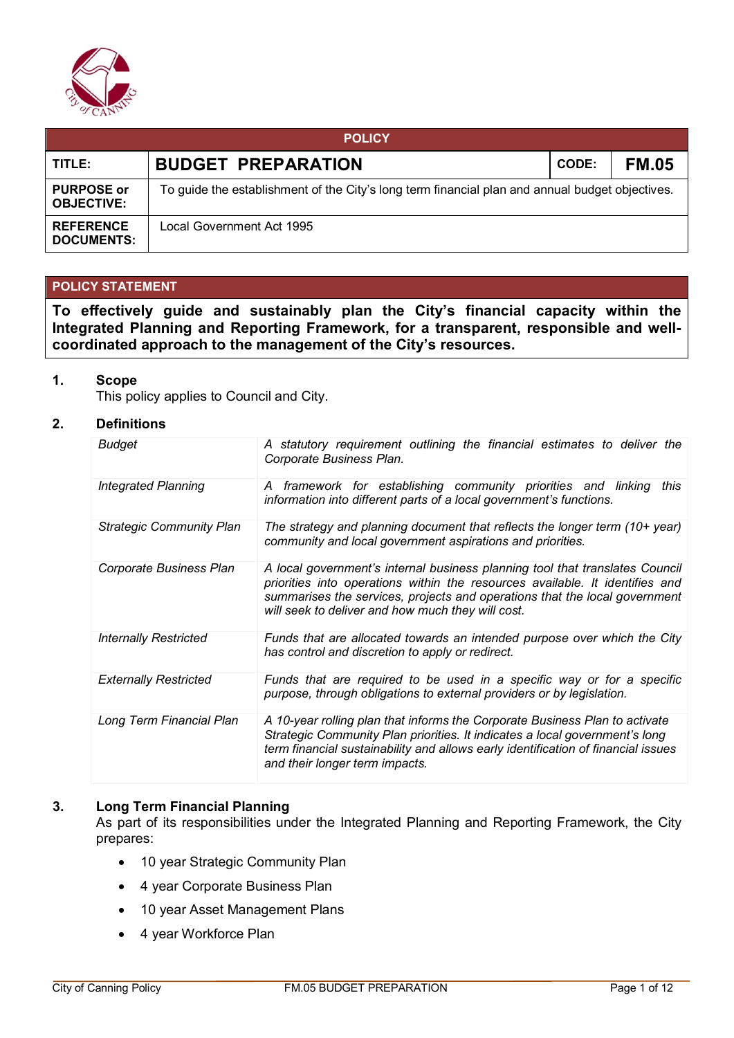| POLICY | | | |
|---|---|---|---|
| **TITLE:** | **BUDGET PREPARATION** | **CODE:** | **FM.05** |
| **PURPOSE or OBJECTIVE:** | To guide the establishment of the City's long term financial plan and annual budget objectives. | | |
| **REFERENCE DOCUMENTS:** | Local Government Act 1995 | | |

## POLICY STATEMENT

**To effectively guide and sustainably plan the City's financial capacity within the Integrated Planning and Reporting Framework, for a transparent, responsible and well-coordinated approach to the management of the City's resources.**

### 1. Scope

This policy applies to Council and City.

### 2. Definitions

| | |
|---|---|
| *Budget* | *A statutory requirement outlining the financial estimates to deliver the Corporate Business Plan.* |
| *Integrated Planning* | *A framework for establishing community priorities and linking this information into different parts of a local government's functions.* |
| *Strategic Community Plan* | *The strategy and planning document that reflects the longer term (10+ year) community and local government aspirations and priorities.* |
| *Corporate Business Plan* | *A local government's internal business planning tool that translates Council priorities into operations within the resources available. It identifies and summarises the services, projects and operations that the local government will seek to deliver and how much they will cost.* |
| *Internally Restricted* | *Funds that are allocated towards an intended purpose over which the City has control and discretion to apply or redirect.* |
| *Externally Restricted* | *Funds that are required to be used in a specific way or for a specific purpose, through obligations to external providers or by legislation.* |
| *Long Term Financial Plan* | *A 10-year rolling plan that informs the Corporate Business Plan to activate Strategic Community Plan priorities. It indicates a local government's long term financial sustainability and allows early identification of financial issues and their longer term impacts.* |

### 3. Long Term Financial Planning

As part of its responsibilities under the Integrated Planning and Reporting Framework, the City prepares:

- 10 year Strategic Community Plan
- 4 year Corporate Business Plan
- 10 year Asset Management Plans
- 4 year Workforce Plan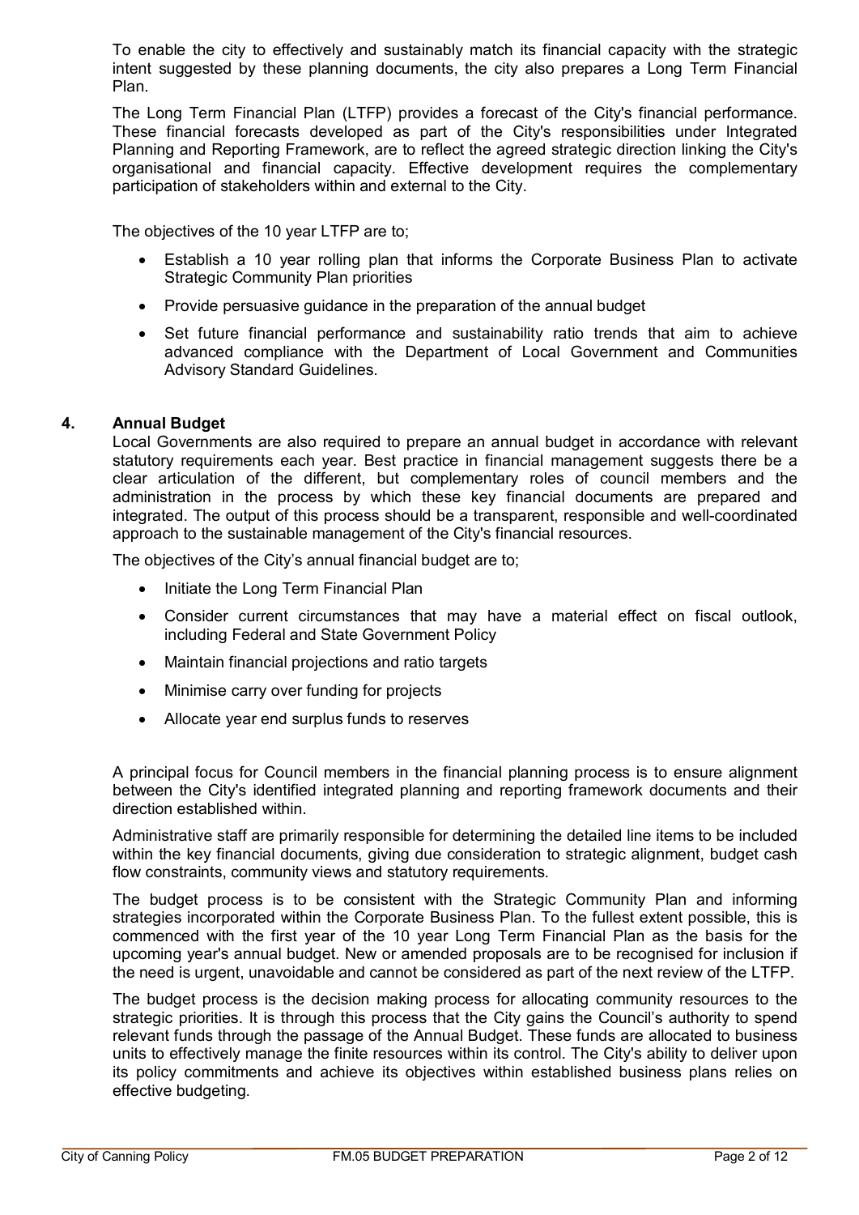To enable the city to effectively and sustainably match its financial capacity with the strategic intent suggested by these planning documents, the city also prepares a Long Term Financial Plan.

The Long Term Financial Plan (LTFP) provides a forecast of the City's financial performance. These financial forecasts developed as part of the City's responsibilities under Integrated Planning and Reporting Framework, are to reflect the agreed strategic direction linking the City's organisational and financial capacity. Effective development requires the complementary participation of stakeholders within and external to the City.

The objectives of the 10 year LTFP are to;

- Establish a 10 year rolling plan that informs the Corporate Business Plan to activate Strategic Community Plan priorities
- Provide persuasive guidance in the preparation of the annual budget
- Set future financial performance and sustainability ratio trends that aim to achieve advanced compliance with the Department of Local Government and Communities Advisory Standard Guidelines.

## 4. Annual Budget

Local Governments are also required to prepare an annual budget in accordance with relevant statutory requirements each year. Best practice in financial management suggests there be a clear articulation of the different, but complementary roles of council members and the administration in the process by which these key financial documents are prepared and integrated. The output of this process should be a transparent, responsible and well-coordinated approach to the sustainable management of the City's financial resources.

The objectives of the City's annual financial budget are to;

- Initiate the Long Term Financial Plan
- Consider current circumstances that may have a material effect on fiscal outlook, including Federal and State Government Policy
- Maintain financial projections and ratio targets
- Minimise carry over funding for projects
- Allocate year end surplus funds to reserves

A principal focus for Council members in the financial planning process is to ensure alignment between the City's identified integrated planning and reporting framework documents and their direction established within.

Administrative staff are primarily responsible for determining the detailed line items to be included within the key financial documents, giving due consideration to strategic alignment, budget cash flow constraints, community views and statutory requirements.

The budget process is to be consistent with the Strategic Community Plan and informing strategies incorporated within the Corporate Business Plan. To the fullest extent possible, this is commenced with the first year of the 10 year Long Term Financial Plan as the basis for the upcoming year's annual budget. New or amended proposals are to be recognised for inclusion if the need is urgent, unavoidable and cannot be considered as part of the next review of the LTFP.

The budget process is the decision making process for allocating community resources to the strategic priorities. It is through this process that the City gains the Council's authority to spend relevant funds through the passage of the Annual Budget. These funds are allocated to business units to effectively manage the finite resources within its control. The City's ability to deliver upon its policy commitments and achieve its objectives within established business plans relies on effective budgeting.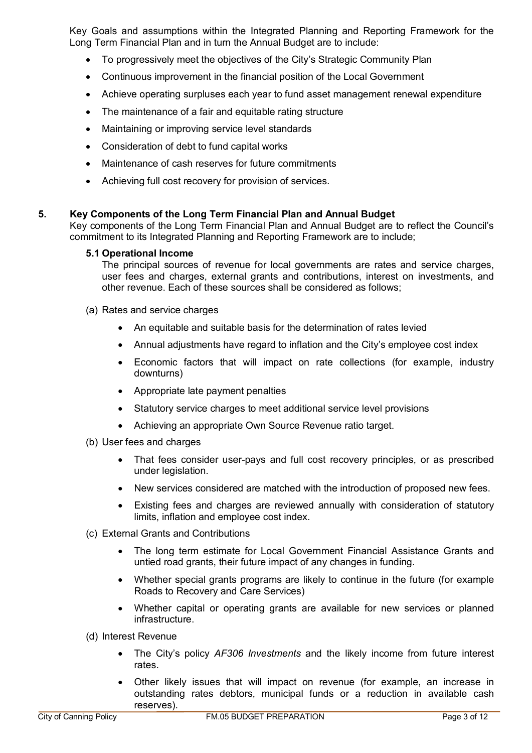Key Goals and assumptions within the Integrated Planning and Reporting Framework for the Long Term Financial Plan and in turn the Annual Budget are to include:

- To progressively meet the objectives of the City's Strategic Community Plan
- Continuous improvement in the financial position of the Local Government
- Achieve operating surpluses each year to fund asset management renewal expenditure
- The maintenance of a fair and equitable rating structure
- Maintaining or improving service level standards
- Consideration of debt to fund capital works
- Maintenance of cash reserves for future commitments
- Achieving full cost recovery for provision of services.

## 5. Key Components of the Long Term Financial Plan and Annual Budget

Key components of the Long Term Financial Plan and Annual Budget are to reflect the Council's commitment to its Integrated Planning and Reporting Framework are to include;

### 5.1 Operational Income

The principal sources of revenue for local governments are rates and service charges, user fees and charges, external grants and contributions, interest on investments, and other revenue. Each of these sources shall be considered as follows;

(a) Rates and service charges

- An equitable and suitable basis for the determination of rates levied
- Annual adjustments have regard to inflation and the City's employee cost index
- Economic factors that will impact on rate collections (for example, industry downturns)
- Appropriate late payment penalties
- Statutory service charges to meet additional service level provisions
- Achieving an appropriate Own Source Revenue ratio target.

(b) User fees and charges

- That fees consider user-pays and full cost recovery principles, or as prescribed under legislation.
- New services considered are matched with the introduction of proposed new fees.
- Existing fees and charges are reviewed annually with consideration of statutory limits, inflation and employee cost index.

(c) External Grants and Contributions

- The long term estimate for Local Government Financial Assistance Grants and untied road grants, their future impact of any changes in funding.
- Whether special grants programs are likely to continue in the future (for example Roads to Recovery and Care Services)
- Whether capital or operating grants are available for new services or planned infrastructure.

(d) Interest Revenue

- The City's policy *AF306 Investments* and the likely income from future interest rates.
- Other likely issues that will impact on revenue (for example, an increase in outstanding rates debtors, municipal funds or a reduction in available cash reserves).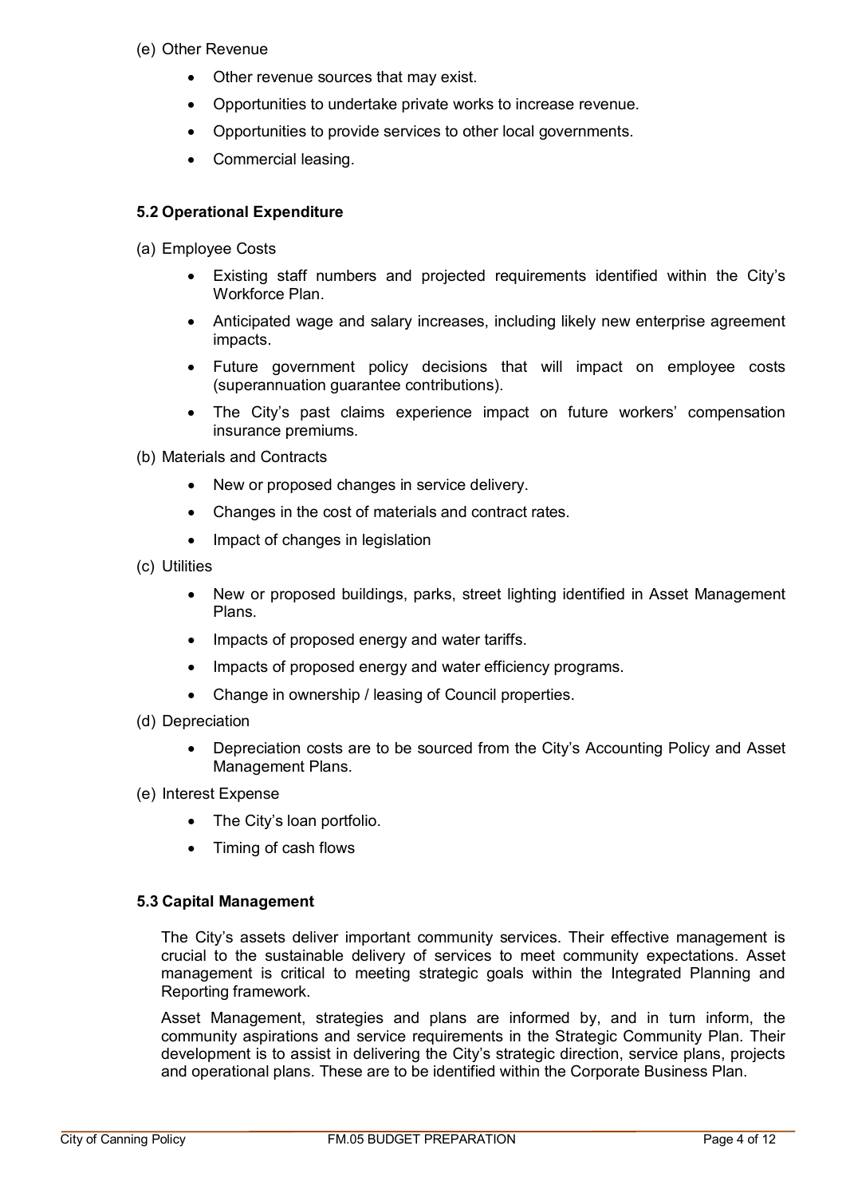(e) Other Revenue

- Other revenue sources that may exist.
- Opportunities to undertake private works to increase revenue.
- Opportunities to provide services to other local governments.
- Commercial leasing.

### 5.2 Operational Expenditure

(a) Employee Costs

- Existing staff numbers and projected requirements identified within the City's Workforce Plan.
- Anticipated wage and salary increases, including likely new enterprise agreement impacts.
- Future government policy decisions that will impact on employee costs (superannuation guarantee contributions).
- The City's past claims experience impact on future workers' compensation insurance premiums.

(b) Materials and Contracts

- New or proposed changes in service delivery.
- Changes in the cost of materials and contract rates.
- Impact of changes in legislation

(c) Utilities

- New or proposed buildings, parks, street lighting identified in Asset Management Plans.
- Impacts of proposed energy and water tariffs.
- Impacts of proposed energy and water efficiency programs.
- Change in ownership / leasing of Council properties.

(d) Depreciation

- Depreciation costs are to be sourced from the City's Accounting Policy and Asset Management Plans.

(e) Interest Expense

- The City's loan portfolio.
- Timing of cash flows

### 5.3 Capital Management

The City's assets deliver important community services. Their effective management is crucial to the sustainable delivery of services to meet community expectations. Asset management is critical to meeting strategic goals within the Integrated Planning and Reporting framework.

Asset Management, strategies and plans are informed by, and in turn inform, the community aspirations and service requirements in the Strategic Community Plan. Their development is to assist in delivering the City's strategic direction, service plans, projects and operational plans. These are to be identified within the Corporate Business Plan.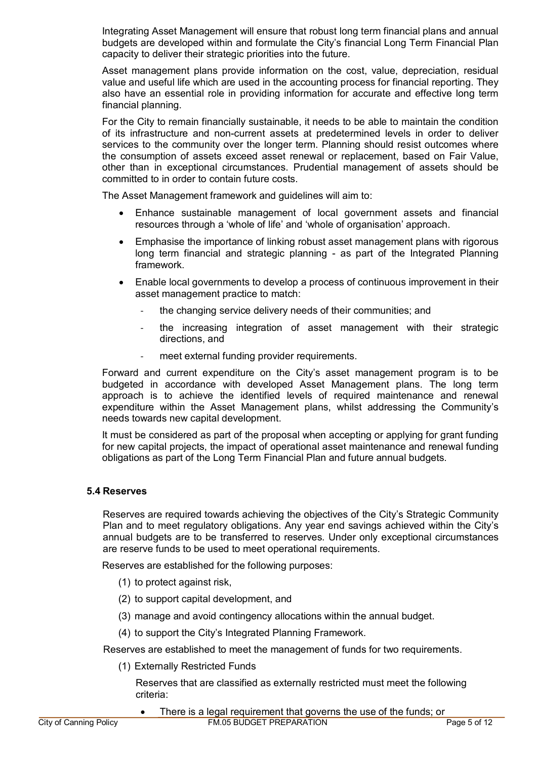Integrating Asset Management will ensure that robust long term financial plans and annual budgets are developed within and formulate the City's financial Long Term Financial Plan capacity to deliver their strategic priorities into the future.

Asset management plans provide information on the cost, value, depreciation, residual value and useful life which are used in the accounting process for financial reporting. They also have an essential role in providing information for accurate and effective long term financial planning.

For the City to remain financially sustainable, it needs to be able to maintain the condition of its infrastructure and non-current assets at predetermined levels in order to deliver services to the community over the longer term. Planning should resist outcomes where the consumption of assets exceed asset renewal or replacement, based on Fair Value, other than in exceptional circumstances. Prudential management of assets should be committed to in order to contain future costs.

The Asset Management framework and guidelines will aim to:

- Enhance sustainable management of local government assets and financial resources through a 'whole of life' and 'whole of organisation' approach.
- Emphasise the importance of linking robust asset management plans with rigorous long term financial and strategic planning - as part of the Integrated Planning framework.
- Enable local governments to develop a process of continuous improvement in their asset management practice to match:
  - the changing service delivery needs of their communities; and
  - the increasing integration of asset management with their strategic directions, and
  - meet external funding provider requirements.

Forward and current expenditure on the City's asset management program is to be budgeted in accordance with developed Asset Management plans. The long term approach is to achieve the identified levels of required maintenance and renewal expenditure within the Asset Management plans, whilst addressing the Community's needs towards new capital development.

It must be considered as part of the proposal when accepting or applying for grant funding for new capital projects, the impact of operational asset maintenance and renewal funding obligations as part of the Long Term Financial Plan and future annual budgets.

### 5.4 Reserves

Reserves are required towards achieving the objectives of the City's Strategic Community Plan and to meet regulatory obligations. Any year end savings achieved within the City's annual budgets are to be transferred to reserves. Under only exceptional circumstances are reserve funds to be used to meet operational requirements.

Reserves are established for the following purposes:

(1) to protect against risk,

(2) to support capital development, and

(3) manage and avoid contingency allocations within the annual budget.

(4) to support the City's Integrated Planning Framework.

Reserves are established to meet the management of funds for two requirements.

(1) Externally Restricted Funds

Reserves that are classified as externally restricted must meet the following criteria:

- There is a legal requirement that governs the use of the funds; or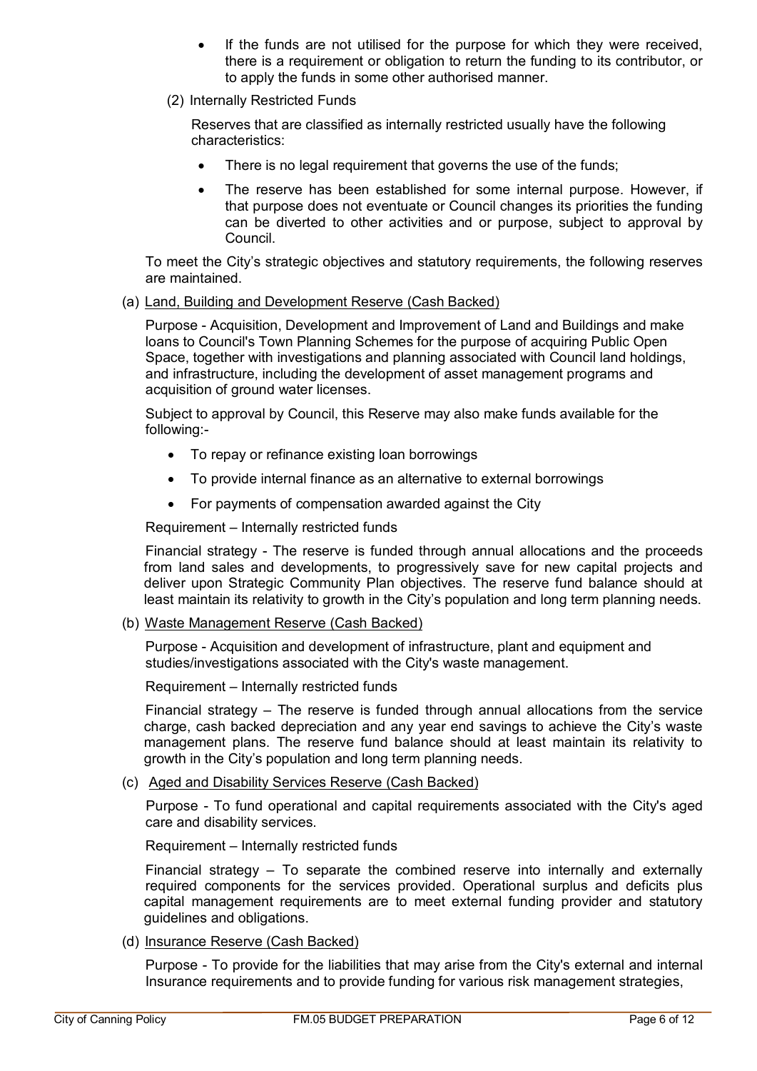- If the funds are not utilised for the purpose for which they were received, there is a requirement or obligation to return the funding to its contributor, or to apply the funds in some other authorised manner.

(2) Internally Restricted Funds

Reserves that are classified as internally restricted usually have the following characteristics:

- There is no legal requirement that governs the use of the funds;
- The reserve has been established for some internal purpose. However, if that purpose does not eventuate or Council changes its priorities the funding can be diverted to other activities and or purpose, subject to approval by Council.

To meet the City's strategic objectives and statutory requirements, the following reserves are maintained.

(a) Land, Building and Development Reserve (Cash Backed)

Purpose - Acquisition, Development and Improvement of Land and Buildings and make loans to Council's Town Planning Schemes for the purpose of acquiring Public Open Space, together with investigations and planning associated with Council land holdings, and infrastructure, including the development of asset management programs and acquisition of ground water licenses.

Subject to approval by Council, this Reserve may also make funds available for the following:-

- To repay or refinance existing loan borrowings
- To provide internal finance as an alternative to external borrowings
- For payments of compensation awarded against the City

Requirement – Internally restricted funds

Financial strategy - The reserve is funded through annual allocations and the proceeds from land sales and developments, to progressively save for new capital projects and deliver upon Strategic Community Plan objectives. The reserve fund balance should at least maintain its relativity to growth in the City's population and long term planning needs.

(b) Waste Management Reserve (Cash Backed)

Purpose - Acquisition and development of infrastructure, plant and equipment and studies/investigations associated with the City's waste management.

Requirement – Internally restricted funds

Financial strategy – The reserve is funded through annual allocations from the service charge, cash backed depreciation and any year end savings to achieve the City's waste management plans. The reserve fund balance should at least maintain its relativity to growth in the City's population and long term planning needs.

(c) Aged and Disability Services Reserve (Cash Backed)

Purpose - To fund operational and capital requirements associated with the City's aged care and disability services.

Requirement – Internally restricted funds

Financial strategy – To separate the combined reserve into internally and externally required components for the services provided. Operational surplus and deficits plus capital management requirements are to meet external funding provider and statutory guidelines and obligations.

(d) Insurance Reserve (Cash Backed)

Purpose - To provide for the liabilities that may arise from the City's external and internal Insurance requirements and to provide funding for various risk management strategies,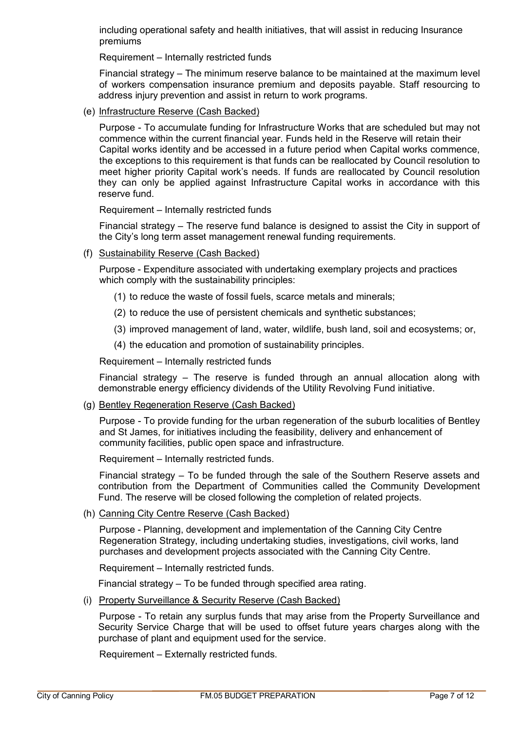including operational safety and health initiatives, that will assist in reducing Insurance premiums

Requirement – Internally restricted funds

Financial strategy – The minimum reserve balance to be maintained at the maximum level of workers compensation insurance premium and deposits payable. Staff resourcing to address injury prevention and assist in return to work programs.

(e) Infrastructure Reserve (Cash Backed)

Purpose - To accumulate funding for Infrastructure Works that are scheduled but may not commence within the current financial year. Funds held in the Reserve will retain their Capital works identity and be accessed in a future period when Capital works commence, the exceptions to this requirement is that funds can be reallocated by Council resolution to meet higher priority Capital work's needs. If funds are reallocated by Council resolution they can only be applied against Infrastructure Capital works in accordance with this reserve fund.

Requirement – Internally restricted funds

Financial strategy – The reserve fund balance is designed to assist the City in support of the City's long term asset management renewal funding requirements.

(f) Sustainability Reserve (Cash Backed)

Purpose - Expenditure associated with undertaking exemplary projects and practices which comply with the sustainability principles:

(1) to reduce the waste of fossil fuels, scarce metals and minerals;

(2) to reduce the use of persistent chemicals and synthetic substances;

(3) improved management of land, water, wildlife, bush land, soil and ecosystems; or,

(4) the education and promotion of sustainability principles.

Requirement – Internally restricted funds

Financial strategy – The reserve is funded through an annual allocation along with demonstrable energy efficiency dividends of the Utility Revolving Fund initiative.

(g) Bentley Regeneration Reserve (Cash Backed)

Purpose - To provide funding for the urban regeneration of the suburb localities of Bentley and St James, for initiatives including the feasibility, delivery and enhancement of community facilities, public open space and infrastructure.

Requirement – Internally restricted funds.

Financial strategy – To be funded through the sale of the Southern Reserve assets and contribution from the Department of Communities called the Community Development Fund. The reserve will be closed following the completion of related projects.

(h) Canning City Centre Reserve (Cash Backed)

Purpose - Planning, development and implementation of the Canning City Centre Regeneration Strategy, including undertaking studies, investigations, civil works, land purchases and development projects associated with the Canning City Centre.

Requirement – Internally restricted funds.

Financial strategy – To be funded through specified area rating.

(i) Property Surveillance & Security Reserve (Cash Backed)

Purpose - To retain any surplus funds that may arise from the Property Surveillance and Security Service Charge that will be used to offset future years charges along with the purchase of plant and equipment used for the service.

Requirement – Externally restricted funds.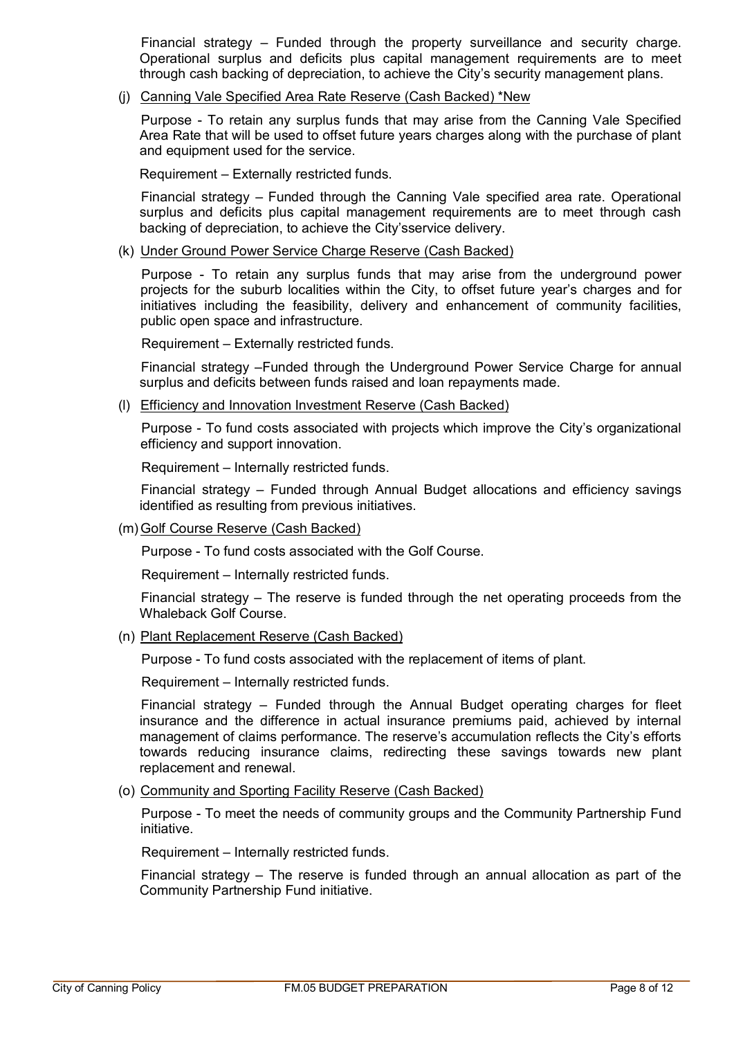Financial strategy – Funded through the property surveillance and security charge. Operational surplus and deficits plus capital management requirements are to meet through cash backing of depreciation, to achieve the City's security management plans.

(j) Canning Vale Specified Area Rate Reserve (Cash Backed) *New

Purpose - To retain any surplus funds that may arise from the Canning Vale Specified Area Rate that will be used to offset future years charges along with the purchase of plant and equipment used for the service.

Requirement – Externally restricted funds.

Financial strategy – Funded through the Canning Vale specified area rate. Operational surplus and deficits plus capital management requirements are to meet through cash backing of depreciation, to achieve the City'sservice delivery.

(k) Under Ground Power Service Charge Reserve (Cash Backed)

Purpose - To retain any surplus funds that may arise from the underground power projects for the suburb localities within the City, to offset future year's charges and for initiatives including the feasibility, delivery and enhancement of community facilities, public open space and infrastructure.

Requirement – Externally restricted funds.

Financial strategy –Funded through the Underground Power Service Charge for annual surplus and deficits between funds raised and loan repayments made.

(l) Efficiency and Innovation Investment Reserve (Cash Backed)

Purpose - To fund costs associated with projects which improve the City's organizational efficiency and support innovation.

Requirement – Internally restricted funds.

Financial strategy – Funded through Annual Budget allocations and efficiency savings identified as resulting from previous initiatives.

(m) Golf Course Reserve (Cash Backed)

Purpose - To fund costs associated with the Golf Course.

Requirement – Internally restricted funds.

Financial strategy – The reserve is funded through the net operating proceeds from the Whaleback Golf Course.

(n) Plant Replacement Reserve (Cash Backed)

Purpose - To fund costs associated with the replacement of items of plant.

Requirement – Internally restricted funds.

Financial strategy – Funded through the Annual Budget operating charges for fleet insurance and the difference in actual insurance premiums paid, achieved by internal management of claims performance. The reserve's accumulation reflects the City's efforts towards reducing insurance claims, redirecting these savings towards new plant replacement and renewal.

(o) Community and Sporting Facility Reserve (Cash Backed)

Purpose - To meet the needs of community groups and the Community Partnership Fund initiative.

Requirement – Internally restricted funds.

Financial strategy – The reserve is funded through an annual allocation as part of the Community Partnership Fund initiative.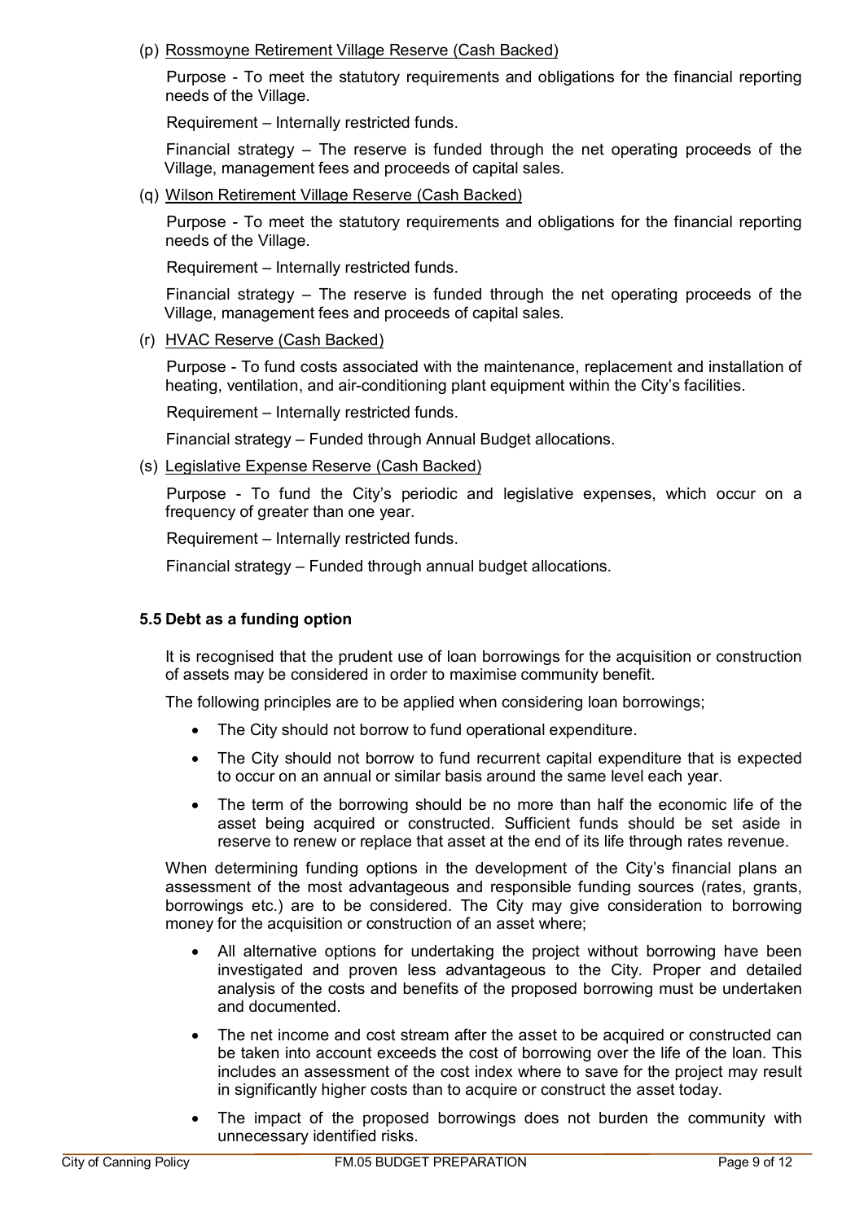(p) Rossmoyne Retirement Village Reserve (Cash Backed)

Purpose - To meet the statutory requirements and obligations for the financial reporting needs of the Village.

Requirement – Internally restricted funds.

Financial strategy – The reserve is funded through the net operating proceeds of the Village, management fees and proceeds of capital sales.

(q) Wilson Retirement Village Reserve (Cash Backed)

Purpose - To meet the statutory requirements and obligations for the financial reporting needs of the Village.

Requirement – Internally restricted funds.

Financial strategy – The reserve is funded through the net operating proceeds of the Village, management fees and proceeds of capital sales.

(r) HVAC Reserve (Cash Backed)

Purpose - To fund costs associated with the maintenance, replacement and installation of heating, ventilation, and air-conditioning plant equipment within the City's facilities.

Requirement – Internally restricted funds.

Financial strategy – Funded through Annual Budget allocations.

(s) Legislative Expense Reserve (Cash Backed)

Purpose - To fund the City's periodic and legislative expenses, which occur on a frequency of greater than one year.

Requirement – Internally restricted funds.

Financial strategy – Funded through annual budget allocations.

### 5.5 Debt as a funding option

It is recognised that the prudent use of loan borrowings for the acquisition or construction of assets may be considered in order to maximise community benefit.

The following principles are to be applied when considering loan borrowings;

- The City should not borrow to fund operational expenditure.
- The City should not borrow to fund recurrent capital expenditure that is expected to occur on an annual or similar basis around the same level each year.
- The term of the borrowing should be no more than half the economic life of the asset being acquired or constructed. Sufficient funds should be set aside in reserve to renew or replace that asset at the end of its life through rates revenue.

When determining funding options in the development of the City's financial plans an assessment of the most advantageous and responsible funding sources (rates, grants, borrowings etc.) are to be considered. The City may give consideration to borrowing money for the acquisition or construction of an asset where;

- All alternative options for undertaking the project without borrowing have been investigated and proven less advantageous to the City. Proper and detailed analysis of the costs and benefits of the proposed borrowing must be undertaken and documented.
- The net income and cost stream after the asset to be acquired or constructed can be taken into account exceeds the cost of borrowing over the life of the loan. This includes an assessment of the cost index where to save for the project may result in significantly higher costs than to acquire or construct the asset today.
- The impact of the proposed borrowings does not burden the community with unnecessary identified risks.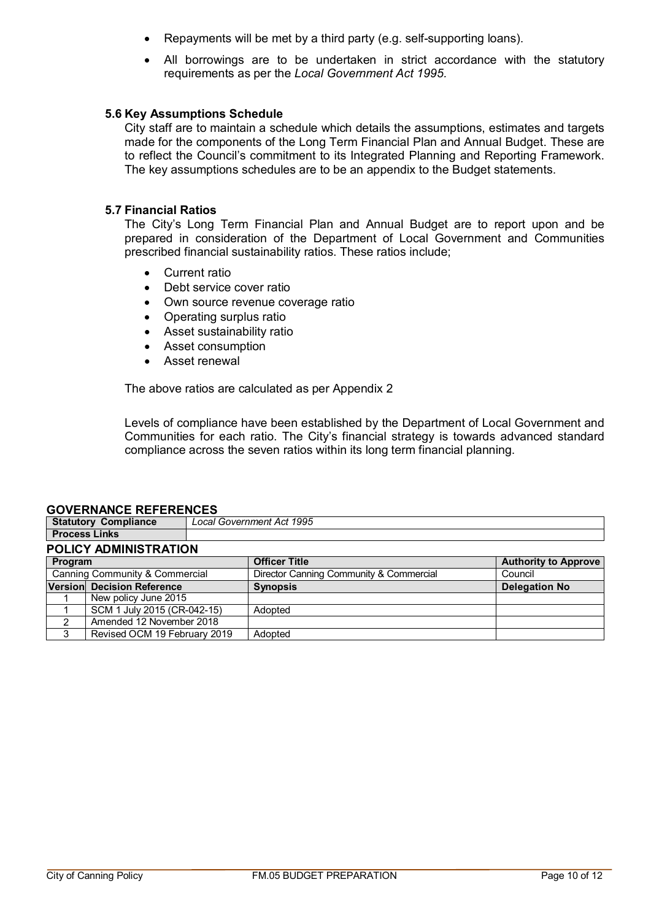- Repayments will be met by a third party (e.g. self-supporting loans).
- All borrowings are to be undertaken in strict accordance with the statutory requirements as per the *Local Government Act 1995.*

### 5.6 Key Assumptions Schedule

City staff are to maintain a schedule which details the assumptions, estimates and targets made for the components of the Long Term Financial Plan and Annual Budget. These are to reflect the Council's commitment to its Integrated Planning and Reporting Framework. The key assumptions schedules are to be an appendix to the Budget statements.

### 5.7 Financial Ratios

The City's Long Term Financial Plan and Annual Budget are to report upon and be prepared in consideration of the Department of Local Government and Communities prescribed financial sustainability ratios. These ratios include;

- Current ratio
- Debt service cover ratio
- Own source revenue coverage ratio
- Operating surplus ratio
- Asset sustainability ratio
- Asset consumption
- Asset renewal

The above ratios are calculated as per Appendix 2

Levels of compliance have been established by the Department of Local Government and Communities for each ratio. The City's financial strategy is towards advanced standard compliance across the seven ratios within its long term financial planning.

## GOVERNANCE REFERENCES

| Statutory Compliance | *Local Government Act 1995* |
|---|---|
| Process Links | |

## POLICY ADMINISTRATION

| Program | | Officer Title | Authority to Approve |
|---|---|---|---|
| Canning Community & Commercial | | Director Canning Community & Commercial | Council |
| **Version** | **Decision Reference** | **Synopsis** | **Delegation No** |
| 1 | New policy June 2015 | | |
| 1 | SCM 1 July 2015 (CR-042-15) | Adopted | |
| 2 | Amended 12 November 2018 | | |
| 3 | Revised OCM 19 February 2019 | Adopted | |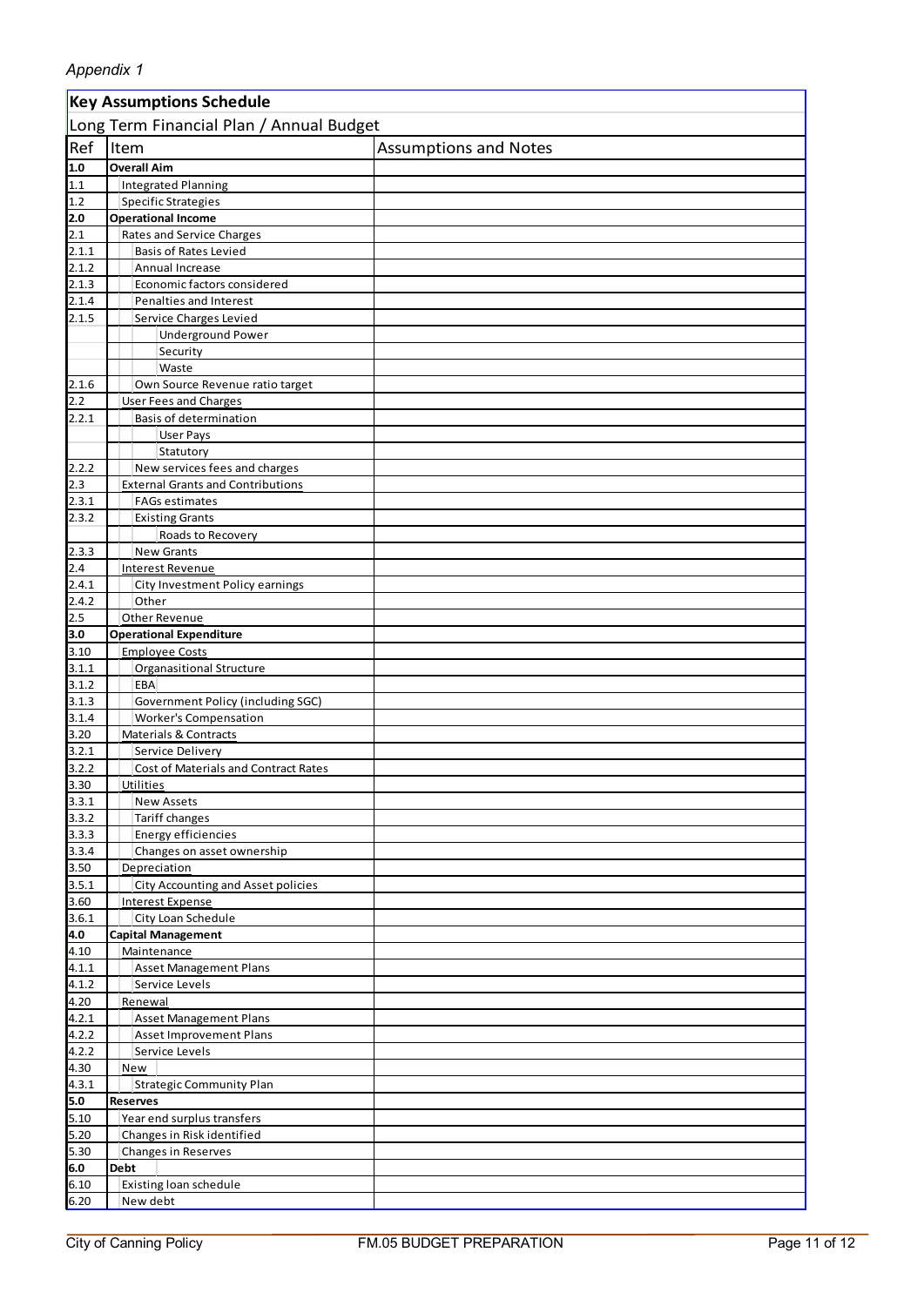*Appendix 1*

| **Key Assumptions Schedule** | | |
|---|---|---|
| Long Term Financial Plan / Annual Budget | | |
| Ref | Item | Assumptions and Notes |
| **1.0** | **Overall Aim** | |
| 1.1 | Integrated Planning | |
| 1.2 | Specific Strategies | |
| **2.0** | **Operational Income** | |
| 2.1 | Rates and Service Charges | |
| 2.1.1 | Basis of Rates Levied | |
| 2.1.2 | Annual Increase | |
| 2.1.3 | Economic factors considered | |
| 2.1.4 | Penalties and Interest | |
| 2.1.5 | Service Charges Levied | |
| | Underground Power | |
| | Security | |
| | Waste | |
| 2.1.6 | Own Source Revenue ratio target | |
| 2.2 | User Fees and Charges | |
| 2.2.1 | Basis of determination | |
| | User Pays | |
| | Statutory | |
| 2.2.2 | New services fees and charges | |
| 2.3 | External Grants and Contributions | |
| 2.3.1 | FAGs estimates | |
| 2.3.2 | Existing Grants | |
| | Roads to Recovery | |
| 2.3.3 | New Grants | |
| 2.4 | Interest Revenue | |
| 2.4.1 | City Investment Policy earnings | |
| 2.4.2 | Other | |
| 2.5 | Other Revenue | |
| **3.0** | **Operational Expenditure** | |
| 3.10 | Employee Costs | |
| 3.1.1 | Organasitional Structure | |
| 3.1.2 | EBA | |
| 3.1.3 | Government Policy (including SGC) | |
| 3.1.4 | Worker's Compensation | |
| 3.20 | Materials & Contracts | |
| 3.2.1 | Service Delivery | |
| 3.2.2 | Cost of Materials and Contract Rates | |
| 3.30 | Utilities | |
| 3.3.1 | New Assets | |
| 3.3.2 | Tariff changes | |
| 3.3.3 | Energy efficiencies | |
| 3.3.4 | Changes on asset ownership | |
| 3.50 | Depreciation | |
| 3.5.1 | City Accounting and Asset policies | |
| 3.60 | Interest Expense | |
| 3.6.1 | City Loan Schedule | |
| **4.0** | **Capital Management** | |
| 4.10 | Maintenance | |
| 4.1.1 | Asset Management Plans | |
| 4.1.2 | Service Levels | |
| 4.20 | Renewal | |
| 4.2.1 | Asset Management Plans | |
| 4.2.2 | Asset Improvement Plans | |
| 4.2.2 | Service Levels | |
| 4.30 | New | |
| 4.3.1 | Strategic Community Plan | |
| **5.0** | **Reserves** | |
| 5.10 | Year end surplus transfers | |
| 5.20 | Changes in Risk identified | |
| 5.30 | Changes in Reserves | |
| **6.0** | **Debt** | |
| 6.10 | Existing loan schedule | |
| 6.20 | New debt | |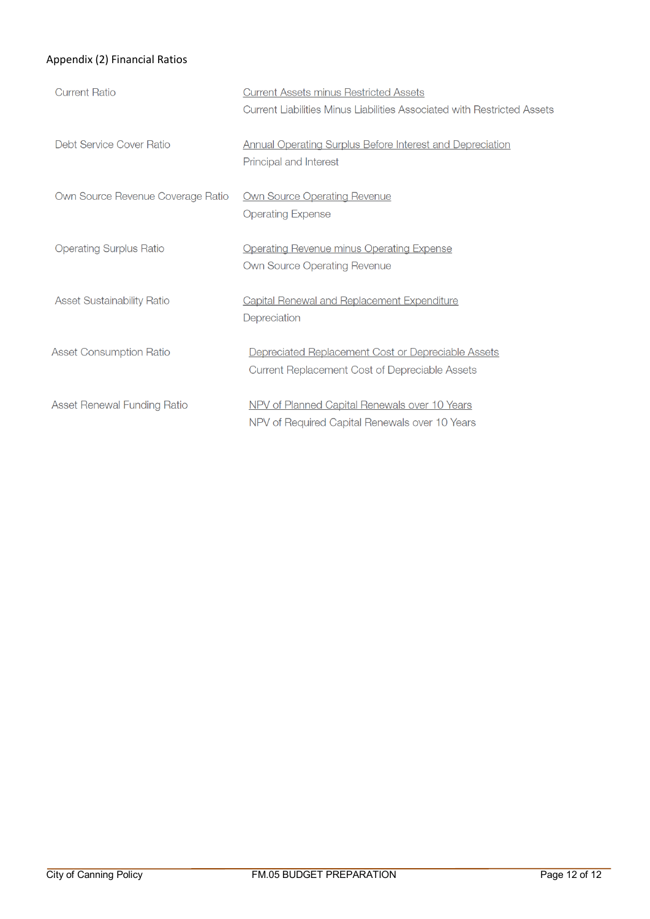## Appendix (2) Financial Ratios

| | |
|---|---|
| Current Ratio | $\dfrac{\text{Current Assets minus Restricted Assets}}{\text{Current Liabilities Minus Liabilities Associated with Restricted Assets}}$ |
| Debt Service Cover Ratio | $\dfrac{\text{Annual Operating Surplus Before Interest and Depreciation}}{\text{Principal and Interest}}$ |
| Own Source Revenue Coverage Ratio | $\dfrac{\text{Own Source Operating Revenue}}{\text{Operating Expense}}$ |
| Operating Surplus Ratio | $\dfrac{\text{Operating Revenue minus Operating Expense}}{\text{Own Source Operating Revenue}}$ |
| Asset Sustainability Ratio | $\dfrac{\text{Capital Renewal and Replacement Expenditure}}{\text{Depreciation}}$ |
| Asset Consumption Ratio | $\dfrac{\text{Depreciated Replacement Cost or Depreciable Assets}}{\text{Current Replacement Cost of Depreciable Assets}}$ |
| Asset Renewal Funding Ratio | $\dfrac{\text{NPV of Planned Capital Renewals over 10 Years}}{\text{NPV of Required Capital Renewals over 10 Years}}$ |